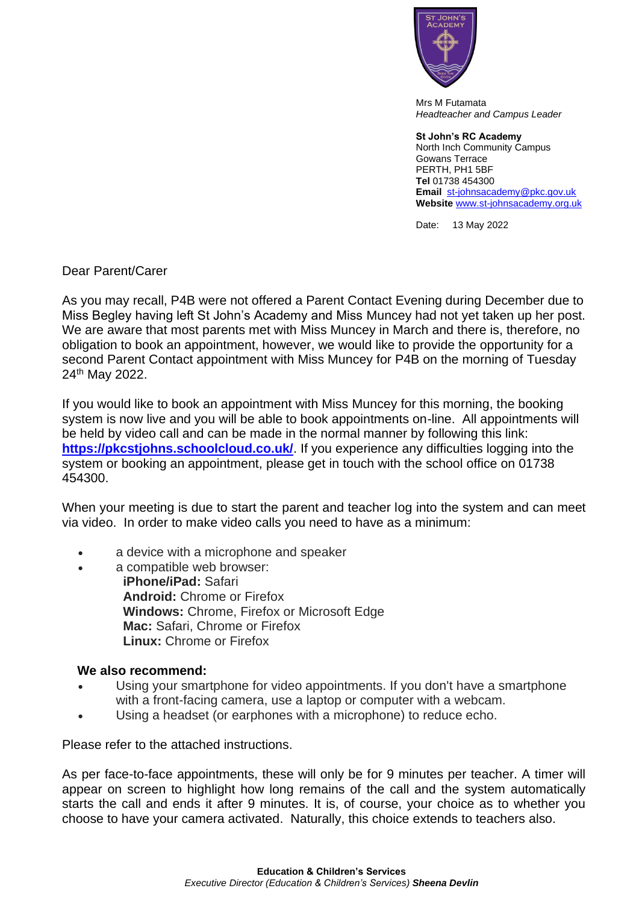Mrs M Futamata
*Headteacher and Campus Leader*

**St John's RC Academy**
North Inch Community Campus
Gowans Terrace
PERTH, PH1 5BF
**Tel** 01738 454300
**Email** st-johnsacademy@pkc.gov.uk
**Website** www.st-johnsacademy.org.uk

Date: 13 May 2022

Dear Parent/Carer

As you may recall, P4B were not offered a Parent Contact Evening during December due to Miss Begley having left St John's Academy and Miss Muncey had not yet taken up her post. We are aware that most parents met with Miss Muncey in March and there is, therefore, no obligation to book an appointment, however, we would like to provide the opportunity for a second Parent Contact appointment with Miss Muncey for P4B on the morning of Tuesday 24th May 2022.

If you would like to book an appointment with Miss Muncey for this morning, the booking system is now live and you will be able to book appointments on-line. All appointments will be held by video call and can be made in the normal manner by following this link: **https://pkcstjohns.schoolcloud.co.uk/**. If you experience any difficulties logging into the system or booking an appointment, please get in touch with the school office on 01738 454300.

When your meeting is due to start the parent and teacher log into the system and can meet via video. In order to make video calls you need to have as a minimum:

- a device with a microphone and speaker
- a compatible web browser:
  **iPhone/iPad:** Safari
  **Android:** Chrome or Firefox
  **Windows:** Chrome, Firefox or Microsoft Edge
  **Mac:** Safari, Chrome or Firefox
  **Linux:** Chrome or Firefox

**We also recommend:**

- Using your smartphone for video appointments. If you don't have a smartphone with a front-facing camera, use a laptop or computer with a webcam.
- Using a headset (or earphones with a microphone) to reduce echo.

Please refer to the attached instructions.

As per face-to-face appointments, these will only be for 9 minutes per teacher. A timer will appear on screen to highlight how long remains of the call and the system automatically starts the call and ends it after 9 minutes. It is, of course, your choice as to whether you choose to have your camera activated. Naturally, this choice extends to teachers also.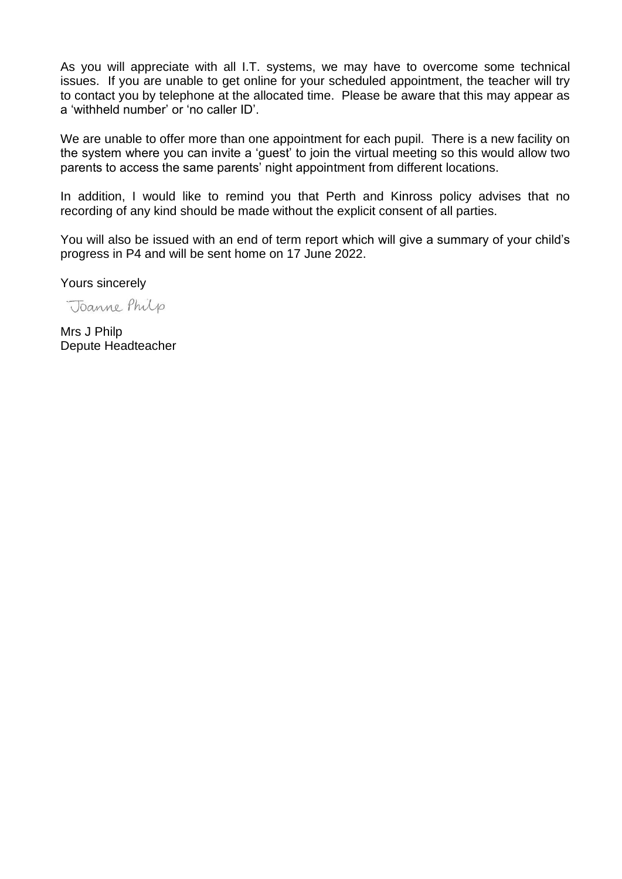As you will appreciate with all I.T. systems, we may have to overcome some technical issues. If you are unable to get online for your scheduled appointment, the teacher will try to contact you by telephone at the allocated time. Please be aware that this may appear as a 'withheld number' or 'no caller ID'.

We are unable to offer more than one appointment for each pupil. There is a new facility on the system where you can invite a 'guest' to join the virtual meeting so this would allow two parents to access the same parents' night appointment from different locations.

In addition, I would like to remind you that Perth and Kinross policy advises that no recording of any kind should be made without the explicit consent of all parties.

You will also be issued with an end of term report which will give a summary of your child's progress in P4 and will be sent home on 17 June 2022.

Yours sincerely

Joanne Philp

Mrs J Philp
Depute Headteacher